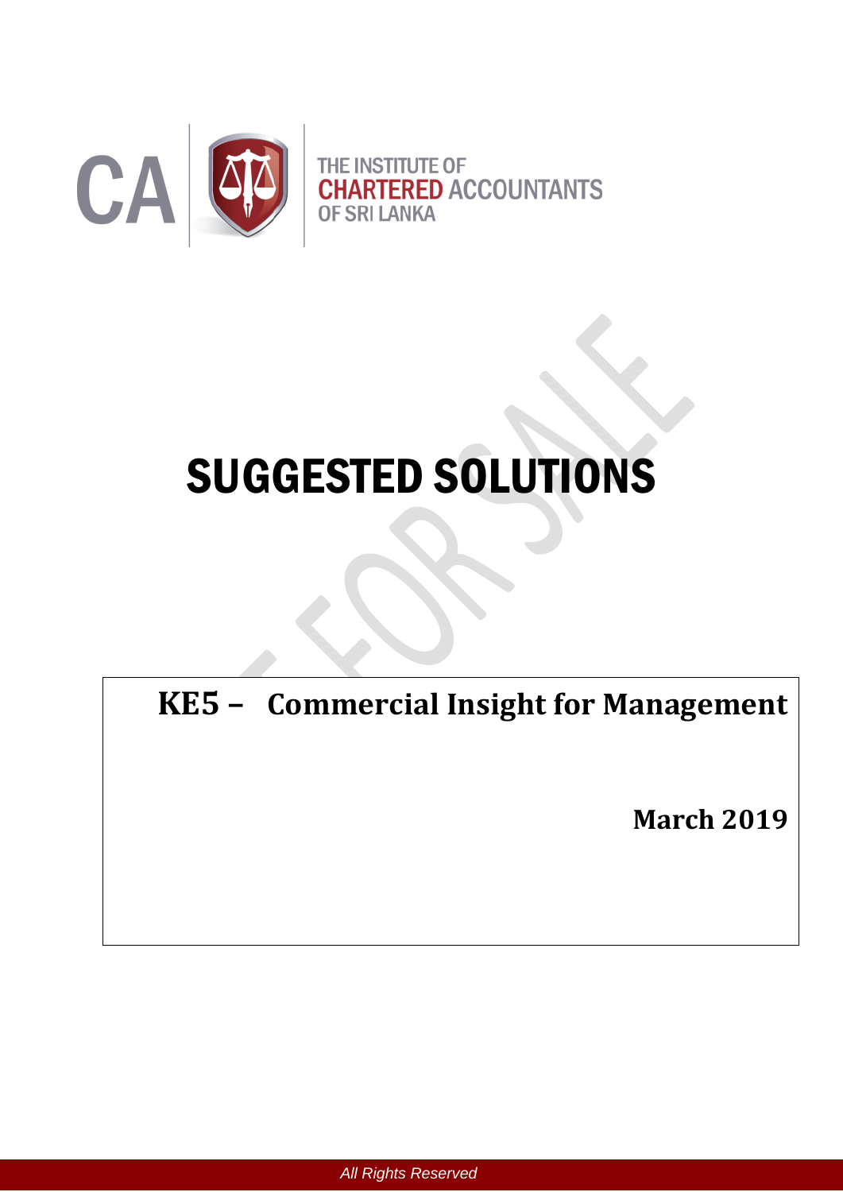CA

THE INSTITUTE OF
**CHARTERED** ACCOUNTANTS
OF SRI LANKA

# SUGGESTED SOLUTIONS

## KE5 – Commercial Insight for Management

**March 2019**

*All Rights Reserved*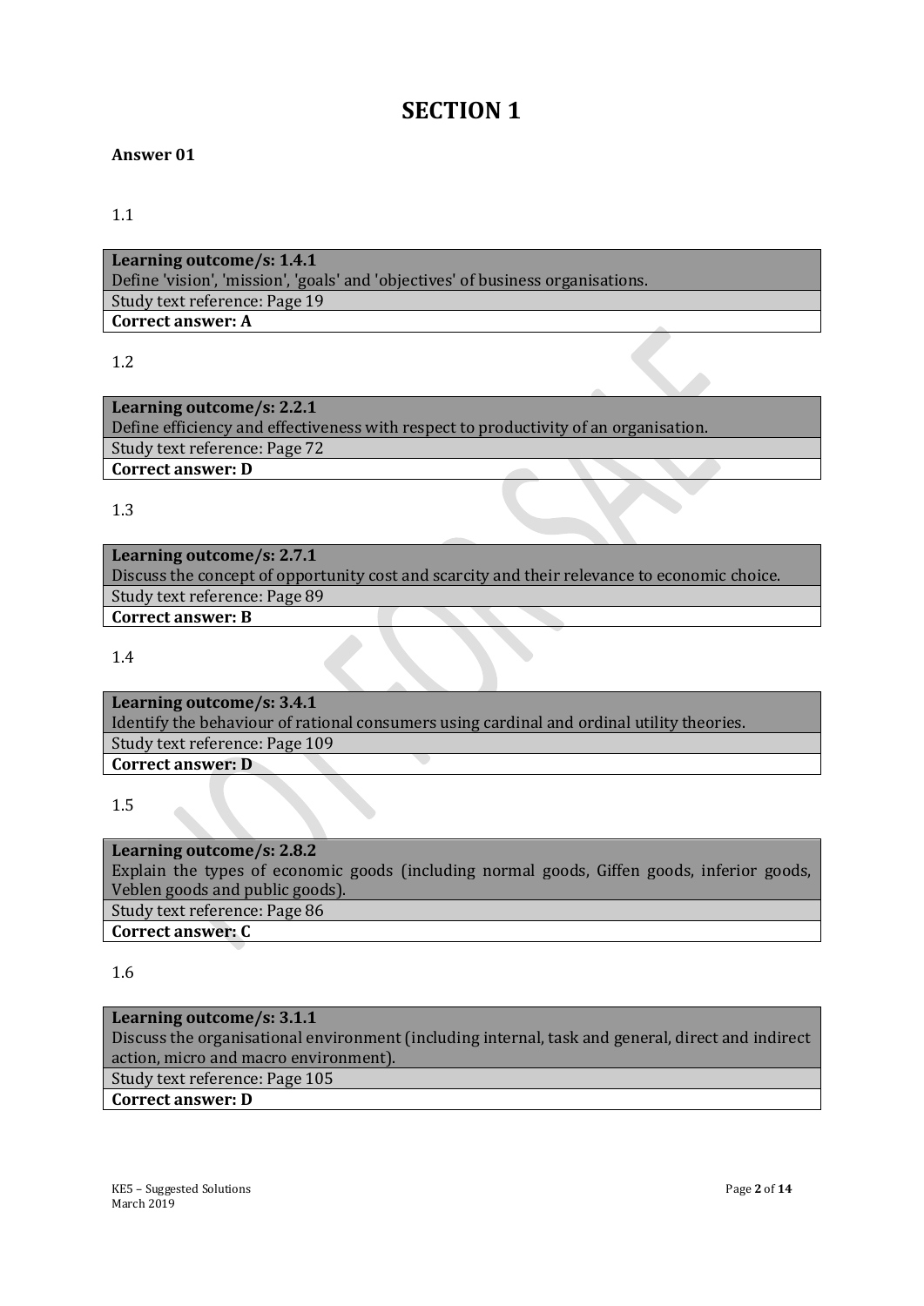# SECTION 1

**Answer 01**

1.1

| **Learning outcome/s: 1.4.1** |
| --- |
| Define 'vision', 'mission', 'goals' and 'objectives' of business organisations. |
| Study text reference: Page 19 |
| **Correct answer: A** |

1.2

| **Learning outcome/s: 2.2.1** |
| --- |
| Define efficiency and effectiveness with respect to productivity of an organisation. |
| Study text reference: Page 72 |
| **Correct answer: D** |

1.3

| **Learning outcome/s: 2.7.1** |
| --- |
| Discuss the concept of opportunity cost and scarcity and their relevance to economic choice. |
| Study text reference: Page 89 |
| **Correct answer: B** |

1.4

| **Learning outcome/s: 3.4.1** |
| --- |
| Identify the behaviour of rational consumers using cardinal and ordinal utility theories. |
| Study text reference: Page 109 |
| **Correct answer: D** |

1.5

| **Learning outcome/s: 2.8.2** |
| --- |
| Explain the types of economic goods (including normal goods, Giffen goods, inferior goods, Veblen goods and public goods). |
| Study text reference: Page 86 |
| **Correct answer: C** |

1.6

| **Learning outcome/s: 3.1.1** |
| --- |
| Discuss the organisational environment (including internal, task and general, direct and indirect action, micro and macro environment). |
| Study text reference: Page 105 |
| **Correct answer: D** |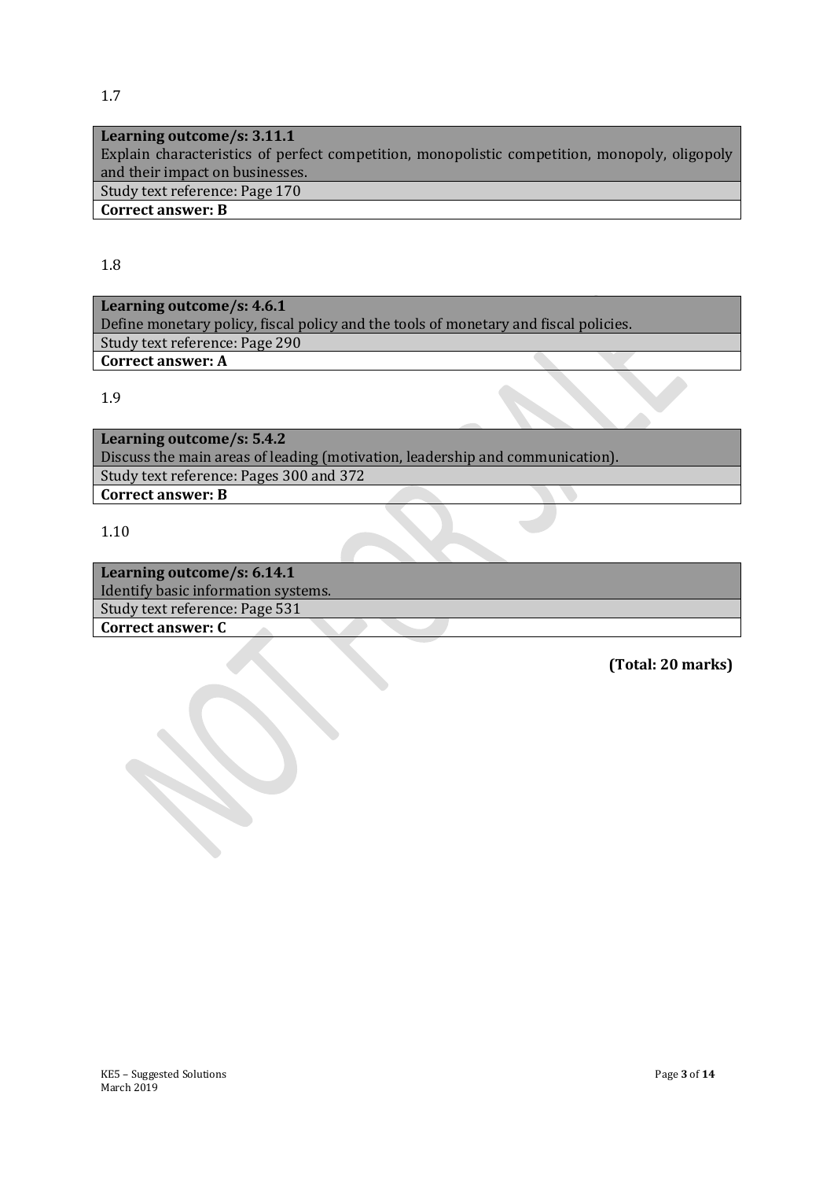1.7

| **Learning outcome/s: 3.11.1** |
|---|
| Explain characteristics of perfect competition, monopolistic competition, monopoly, oligopoly and their impact on businesses. |
| Study text reference: Page 170 |
| **Correct answer: B** |

1.8

| **Learning outcome/s: 4.6.1** |
|---|
| Define monetary policy, fiscal policy and the tools of monetary and fiscal policies. |
| Study text reference: Page 290 |
| **Correct answer: A** |

1.9

| **Learning outcome/s: 5.4.2** |
|---|
| Discuss the main areas of leading (motivation, leadership and communication). |
| Study text reference: Pages 300 and 372 |
| **Correct answer: B** |

1.10

| **Learning outcome/s: 6.14.1** |
|---|
| Identify basic information systems. |
| Study text reference: Page 531 |
| **Correct answer: C** |

**(Total: 20 marks)**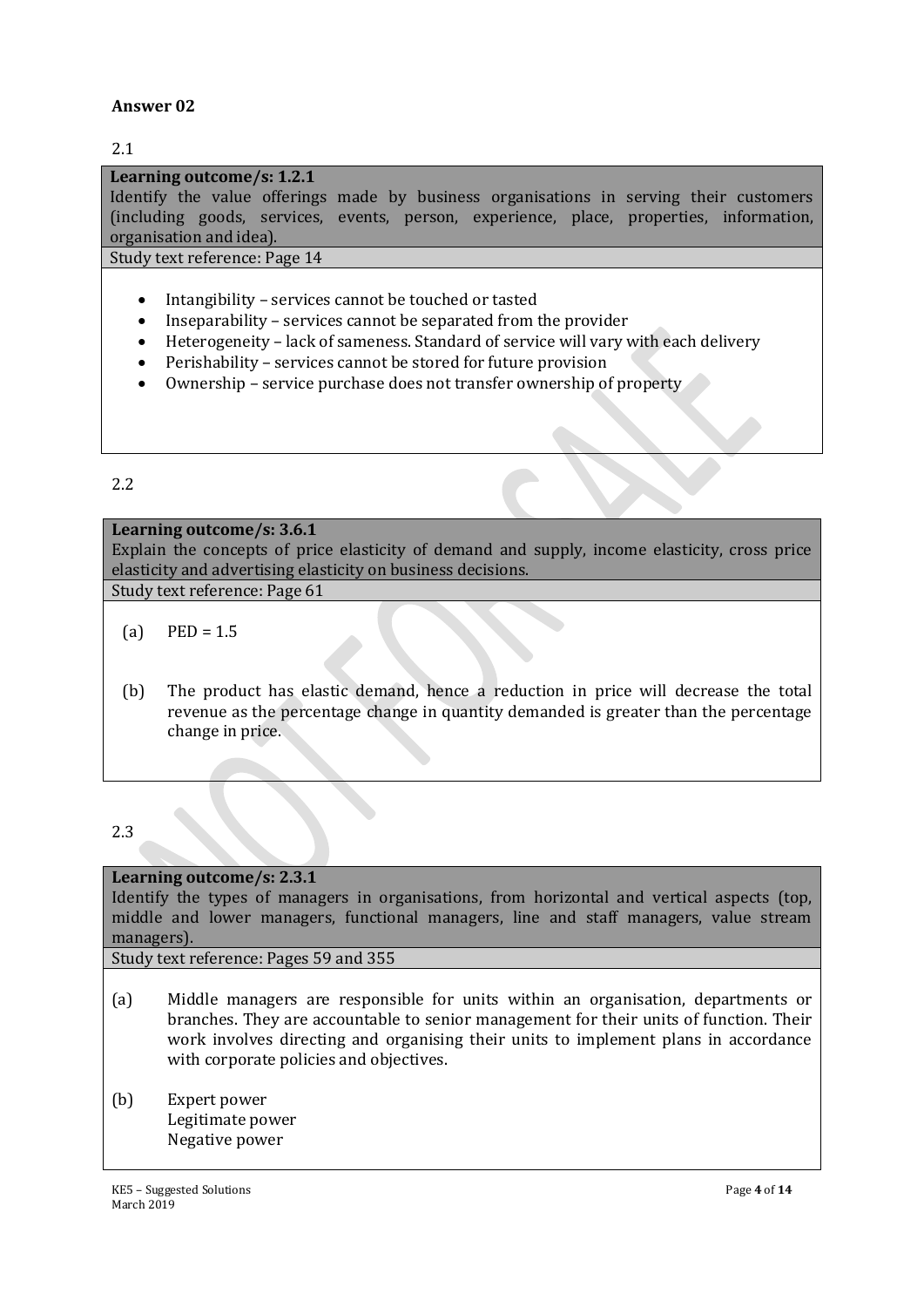## Answer 02

2.1

**Learning outcome/s: 1.2.1**
Identify the value offerings made by business organisations in serving their customers (including goods, services, events, person, experience, place, properties, information, organisation and idea).
Study text reference: Page 14

- Intangibility – services cannot be touched or tasted
- Inseparability – services cannot be separated from the provider
- Heterogeneity – lack of sameness. Standard of service will vary with each delivery
- Perishability – services cannot be stored for future provision
- Ownership – service purchase does not transfer ownership of property

2.2

**Learning outcome/s: 3.6.1**
Explain the concepts of price elasticity of demand and supply, income elasticity, cross price elasticity and advertising elasticity on business decisions.
Study text reference: Page 61

(a) PED = 1.5

(b) The product has elastic demand, hence a reduction in price will decrease the total revenue as the percentage change in quantity demanded is greater than the percentage change in price.

2.3

**Learning outcome/s: 2.3.1**
Identify the types of managers in organisations, from horizontal and vertical aspects (top, middle and lower managers, functional managers, line and staff managers, value stream managers).
Study text reference: Pages 59 and 355

(a) Middle managers are responsible for units within an organisation, departments or branches. They are accountable to senior management for their units of function. Their work involves directing and organising their units to implement plans in accordance with corporate policies and objectives.

(b) Expert power
Legitimate power
Negative power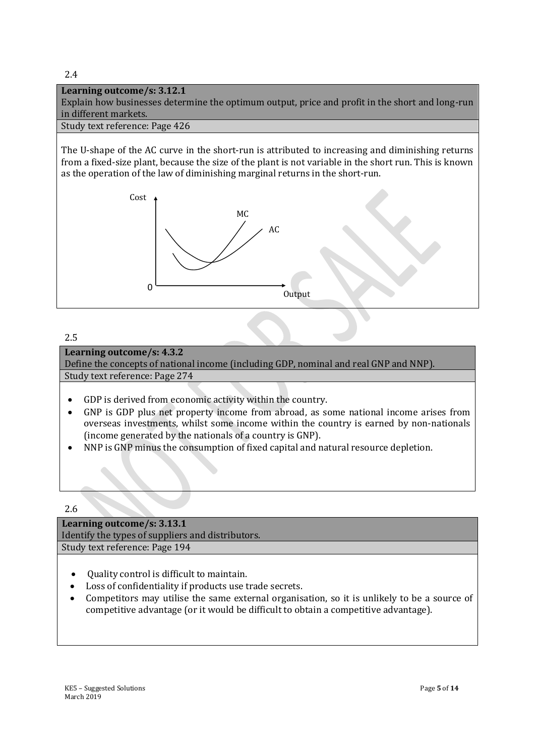2.4

**Learning outcome/s: 3.12.1**
Explain how businesses determine the optimum output, price and profit in the short and long-run in different markets.

Study text reference: Page 426

The U-shape of the AC curve in the short-run is attributed to increasing and diminishing returns from a fixed-size plant, because the size of the plant is not variable in the short run. This is known as the operation of the law of diminishing marginal returns in the short-run.

Cost

MC

AC

0

Output

2.5

**Learning outcome/s: 4.3.2**
Define the concepts of national income (including GDP, nominal and real GNP and NNP).

Study text reference: Page 274

- GDP is derived from economic activity within the country.
- GNP is GDP plus net property income from abroad, as some national income arises from overseas investments, whilst some income within the country is earned by non-nationals (income generated by the nationals of a country is GNP).
- NNP is GNP minus the consumption of fixed capital and natural resource depletion.

2.6

**Learning outcome/s: 3.13.1**
Identify the types of suppliers and distributors.

Study text reference: Page 194

- Quality control is difficult to maintain.
- Loss of confidentiality if products use trade secrets.
- Competitors may utilise the same external organisation, so it is unlikely to be a source of competitive advantage (or it would be difficult to obtain a competitive advantage).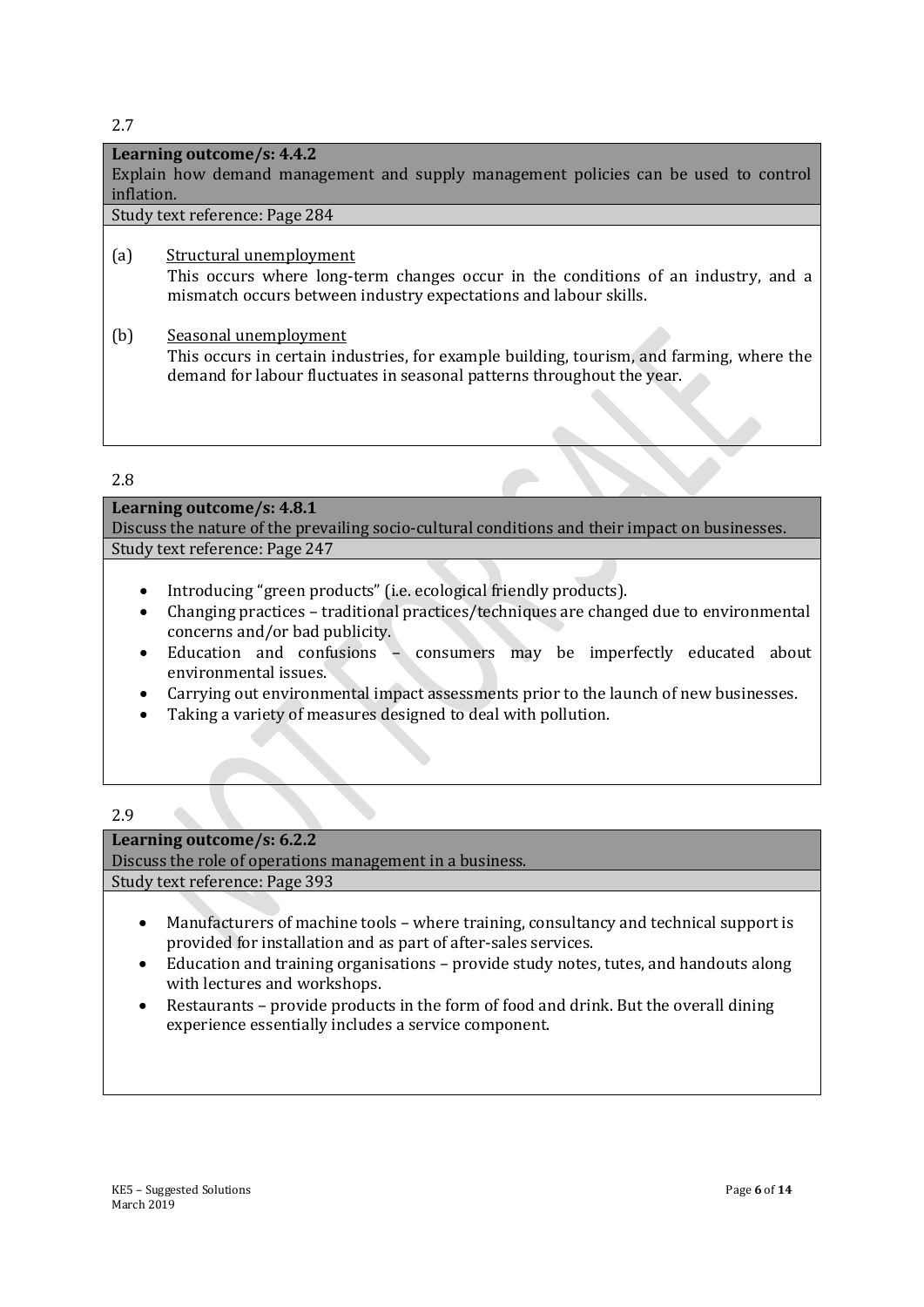2.7

**Learning outcome/s: 4.4.2**
Explain how demand management and supply management policies can be used to control inflation.
Study text reference: Page 284

(a) Structural unemployment
This occurs where long-term changes occur in the conditions of an industry, and a mismatch occurs between industry expectations and labour skills.

(b) Seasonal unemployment
This occurs in certain industries, for example building, tourism, and farming, where the demand for labour fluctuates in seasonal patterns throughout the year.

2.8

**Learning outcome/s: 4.8.1**
Discuss the nature of the prevailing socio-cultural conditions and their impact on businesses.
Study text reference: Page 247

- Introducing "green products" (i.e. ecological friendly products).
- Changing practices – traditional practices/techniques are changed due to environmental concerns and/or bad publicity.
- Education and confusions – consumers may be imperfectly educated about environmental issues.
- Carrying out environmental impact assessments prior to the launch of new businesses.
- Taking a variety of measures designed to deal with pollution.

2.9

**Learning outcome/s: 6.2.2**
Discuss the role of operations management in a business.
Study text reference: Page 393

- Manufacturers of machine tools – where training, consultancy and technical support is provided for installation and as part of after-sales services.
- Education and training organisations – provide study notes, tutes, and handouts along with lectures and workshops.
- Restaurants – provide products in the form of food and drink. But the overall dining experience essentially includes a service component.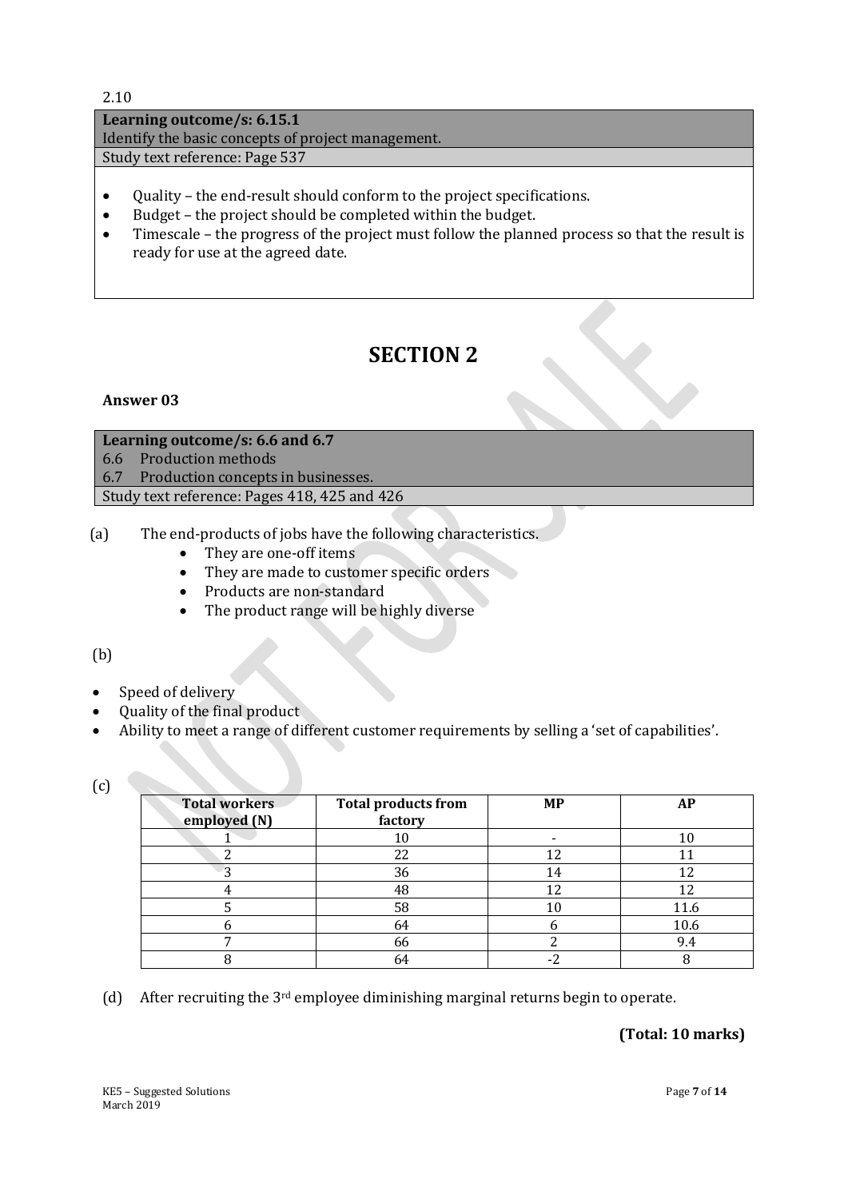2.10

| **Learning outcome/s: 6.15.1** |
|---|
| Identify the basic concepts of project management. |
| Study text reference: Page 537 |

- Quality – the end-result should conform to the project specifications.
- Budget – the project should be completed within the budget.
- Timescale – the progress of the project must follow the planned process so that the result is ready for use at the agreed date.

# SECTION 2

**Answer 03**

| **Learning outcome/s: 6.6 and 6.7** |
|---|
| 6.6 Production methods |
| 6.7 Production concepts in businesses. |
| Study text reference: Pages 418, 425 and 426 |

(a) The end-products of jobs have the following characteristics.

- They are one-off items
- They are made to customer specific orders
- Products are non-standard
- The product range will be highly diverse

(b)

- Speed of delivery
- Quality of the final product
- Ability to meet a range of different customer requirements by selling a 'set of capabilities'.

(c)

| Total workers employed (N) | Total products from factory | MP | AP |
|---|---|---|---|
| 1 | 10 | - | 10 |
| 2 | 22 | 12 | 11 |
| 3 | 36 | 14 | 12 |
| 4 | 48 | 12 | 12 |
| 5 | 58 | 10 | 11.6 |
| 6 | 64 | 6 | 10.6 |
| 7 | 66 | 2 | 9.4 |
| 8 | 64 | -2 | 8 |

(d) After recruiting the 3rd employee diminishing marginal returns begin to operate.

**(Total: 10 marks)**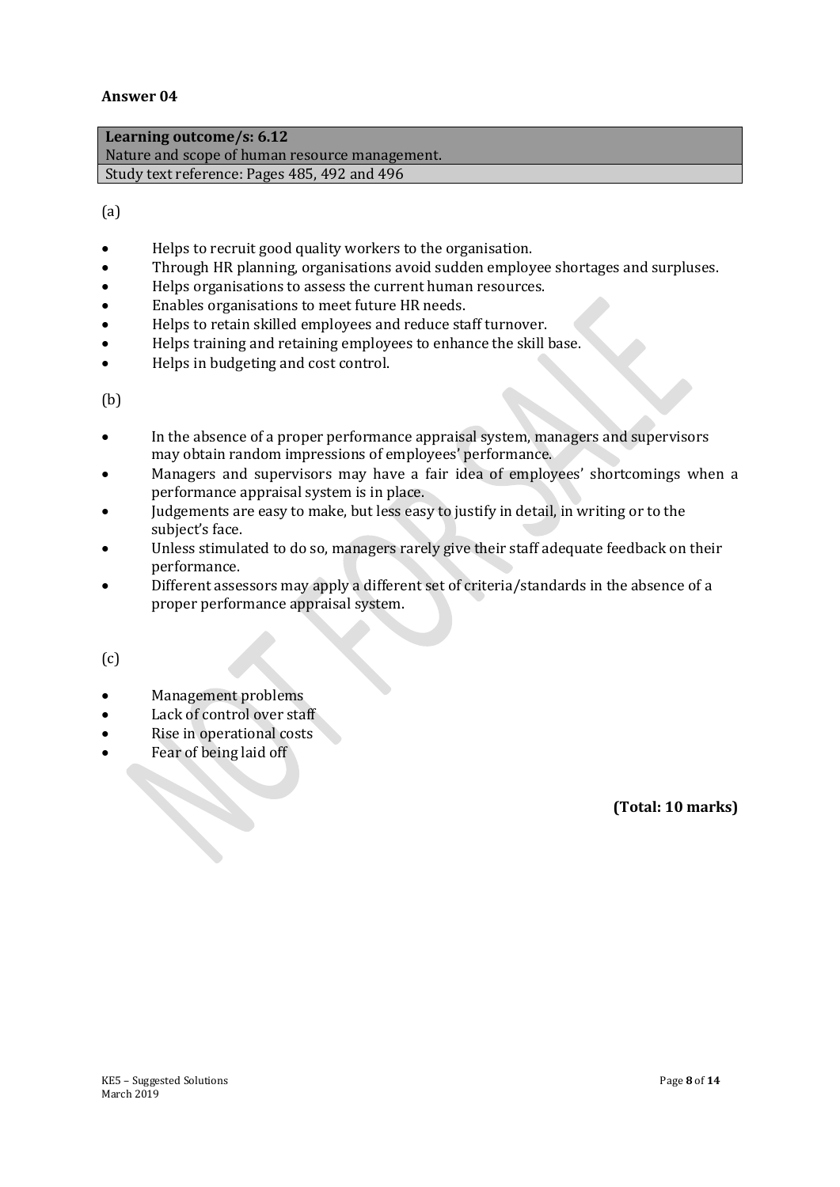**Answer 04**

| **Learning outcome/s: 6.12** |
| --- |
| Nature and scope of human resource management. |
| Study text reference: Pages 485, 492 and 496 |

(a)

- Helps to recruit good quality workers to the organisation.
- Through HR planning, organisations avoid sudden employee shortages and surpluses.
- Helps organisations to assess the current human resources.
- Enables organisations to meet future HR needs.
- Helps to retain skilled employees and reduce staff turnover.
- Helps training and retaining employees to enhance the skill base.
- Helps in budgeting and cost control.

(b)

- In the absence of a proper performance appraisal system, managers and supervisors may obtain random impressions of employees' performance.
- Managers and supervisors may have a fair idea of employees' shortcomings when a performance appraisal system is in place.
- Judgements are easy to make, but less easy to justify in detail, in writing or to the subject's face.
- Unless stimulated to do so, managers rarely give their staff adequate feedback on their performance.
- Different assessors may apply a different set of criteria/standards in the absence of a proper performance appraisal system.

(c)

- Management problems
- Lack of control over staff
- Rise in operational costs
- Fear of being laid off

**(Total: 10 marks)**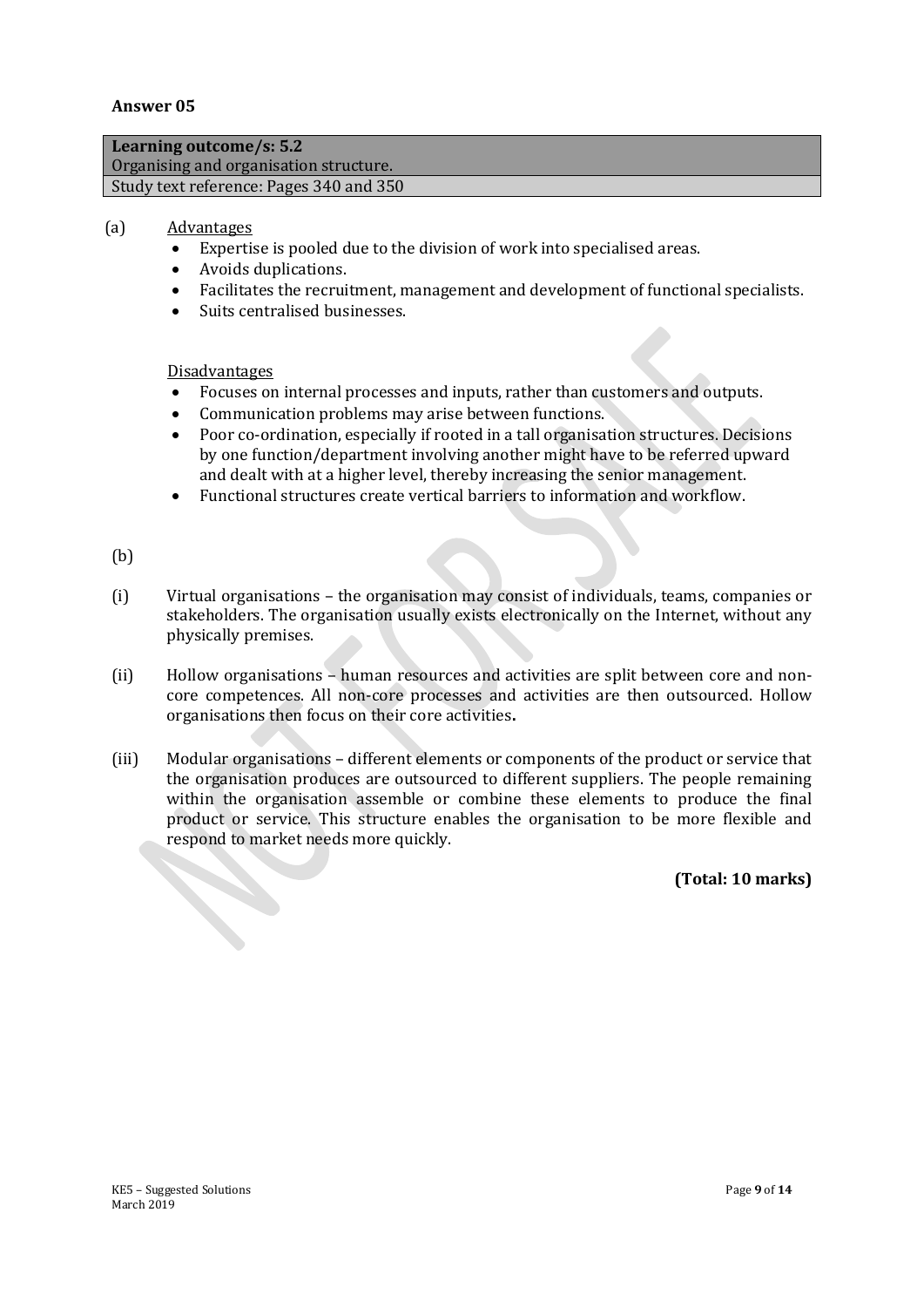## Answer 05

| Learning outcome/s: 5.2 |
|---|
| Organising and organisation structure. |
| Study text reference: Pages 340 and 350 |

(a) Advantages

- Expertise is pooled due to the division of work into specialised areas.
- Avoids duplications.
- Facilitates the recruitment, management and development of functional specialists.
- Suits centralised businesses.

Disadvantages

- Focuses on internal processes and inputs, rather than customers and outputs.
- Communication problems may arise between functions.
- Poor co-ordination, especially if rooted in a tall organisation structures. Decisions by one function/department involving another might have to be referred upward and dealt with at a higher level, thereby increasing the senior management.
- Functional structures create vertical barriers to information and workflow.

(b)

(i) Virtual organisations – the organisation may consist of individuals, teams, companies or stakeholders. The organisation usually exists electronically on the Internet, without any physically premises.

(ii) Hollow organisations – human resources and activities are split between core and non-core competences. All non-core processes and activities are then outsourced. Hollow organisations then focus on their core activities**.**

(iii) Modular organisations – different elements or components of the product or service that the organisation produces are outsourced to different suppliers. The people remaining within the organisation assemble or combine these elements to produce the final product or service. This structure enables the organisation to be more flexible and respond to market needs more quickly.

**(Total: 10 marks)**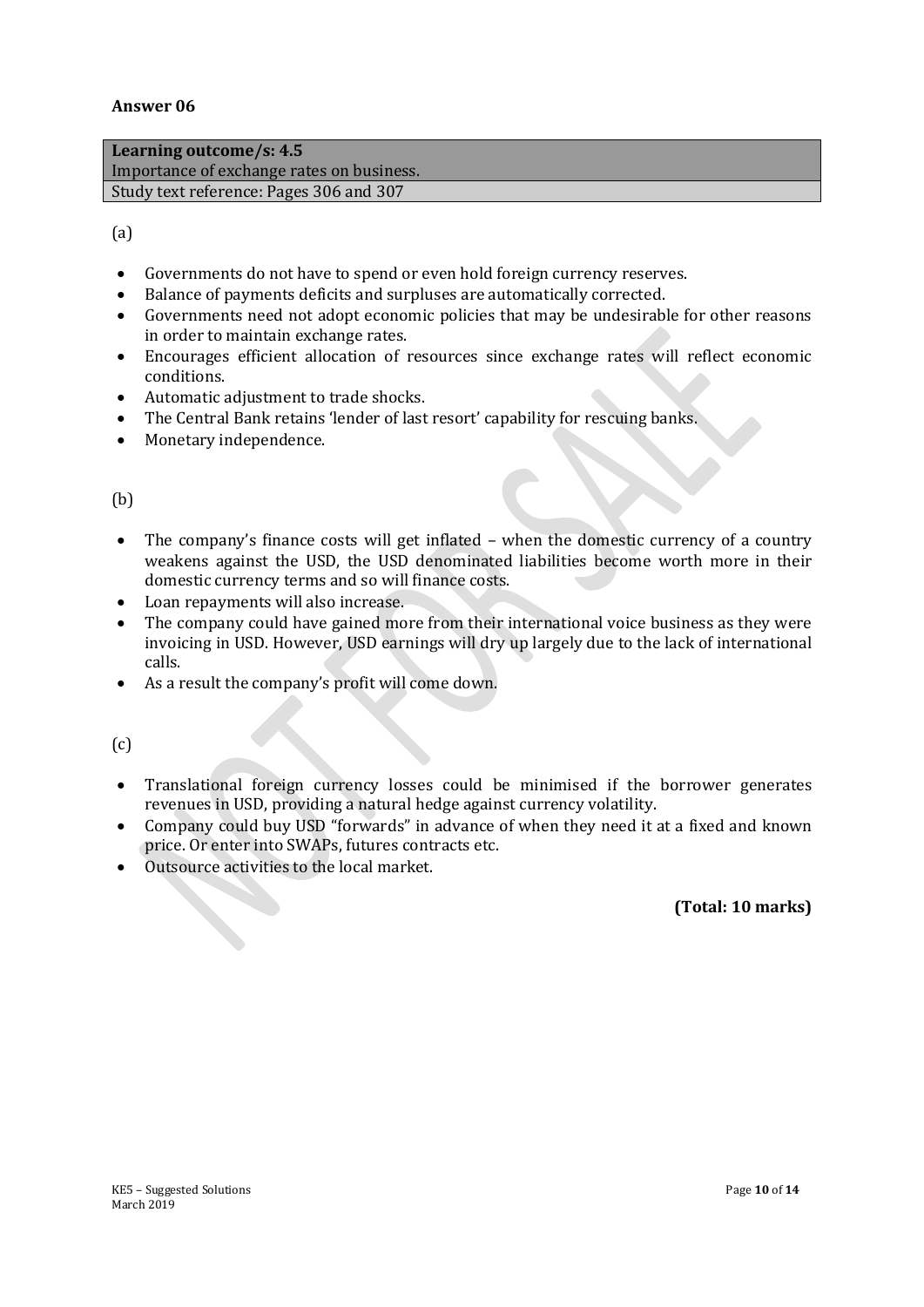**Answer 06**

| **Learning outcome/s: 4.5** |
| --- |
| Importance of exchange rates on business. |
| Study text reference: Pages 306 and 307 |

(a)

- Governments do not have to spend or even hold foreign currency reserves.
- Balance of payments deficits and surpluses are automatically corrected.
- Governments need not adopt economic policies that may be undesirable for other reasons in order to maintain exchange rates.
- Encourages efficient allocation of resources since exchange rates will reflect economic conditions.
- Automatic adjustment to trade shocks.
- The Central Bank retains 'lender of last resort' capability for rescuing banks.
- Monetary independence.

(b)

- The company's finance costs will get inflated – when the domestic currency of a country weakens against the USD, the USD denominated liabilities become worth more in their domestic currency terms and so will finance costs.
- Loan repayments will also increase.
- The company could have gained more from their international voice business as they were invoicing in USD. However, USD earnings will dry up largely due to the lack of international calls.
- As a result the company's profit will come down.

(c)

- Translational foreign currency losses could be minimised if the borrower generates revenues in USD, providing a natural hedge against currency volatility.
- Company could buy USD "forwards" in advance of when they need it at a fixed and known price. Or enter into SWAPs, futures contracts etc.
- Outsource activities to the local market.

**(Total: 10 marks)**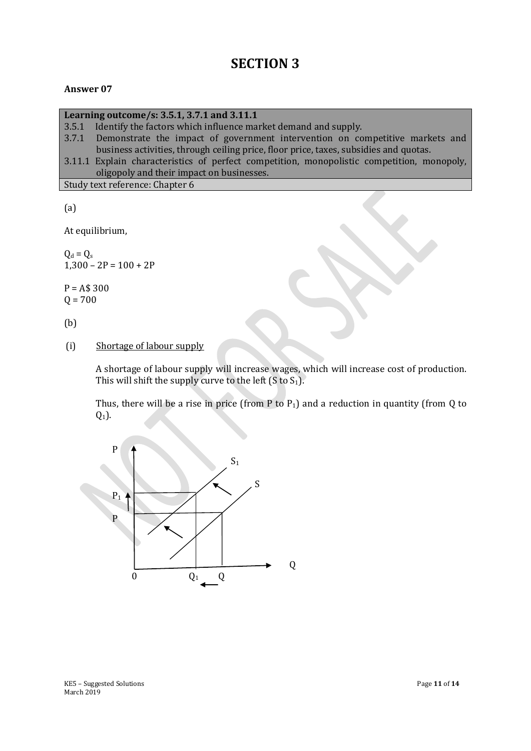# SECTION 3

**Answer 07**

| **Learning outcome/s: 3.5.1, 3.7.1 and 3.11.1** |
|---|
| 3.5.1 Identify the factors which influence market demand and supply. |
| 3.7.1 Demonstrate the impact of government intervention on competitive markets and business activities, through ceiling price, floor price, taxes, subsidies and quotas. |
| 3.11.1 Explain characteristics of perfect competition, monopolistic competition, monopoly, oligopoly and their impact on businesses. |
| Study text reference: Chapter 6 |

(a)

At equilibrium,

$Q_d = Q_s$

$1,300 - 2P = 100 + 2P$

P = A$ 300

Q = 700

(b)

(i) Shortage of labour supply

A shortage of labour supply will increase wages, which will increase cost of production. This will shift the supply curve to the left (S to $S_1$).

Thus, there will be a rise in price (from P to $P_1$) and a reduction in quantity (from Q to $Q_1$).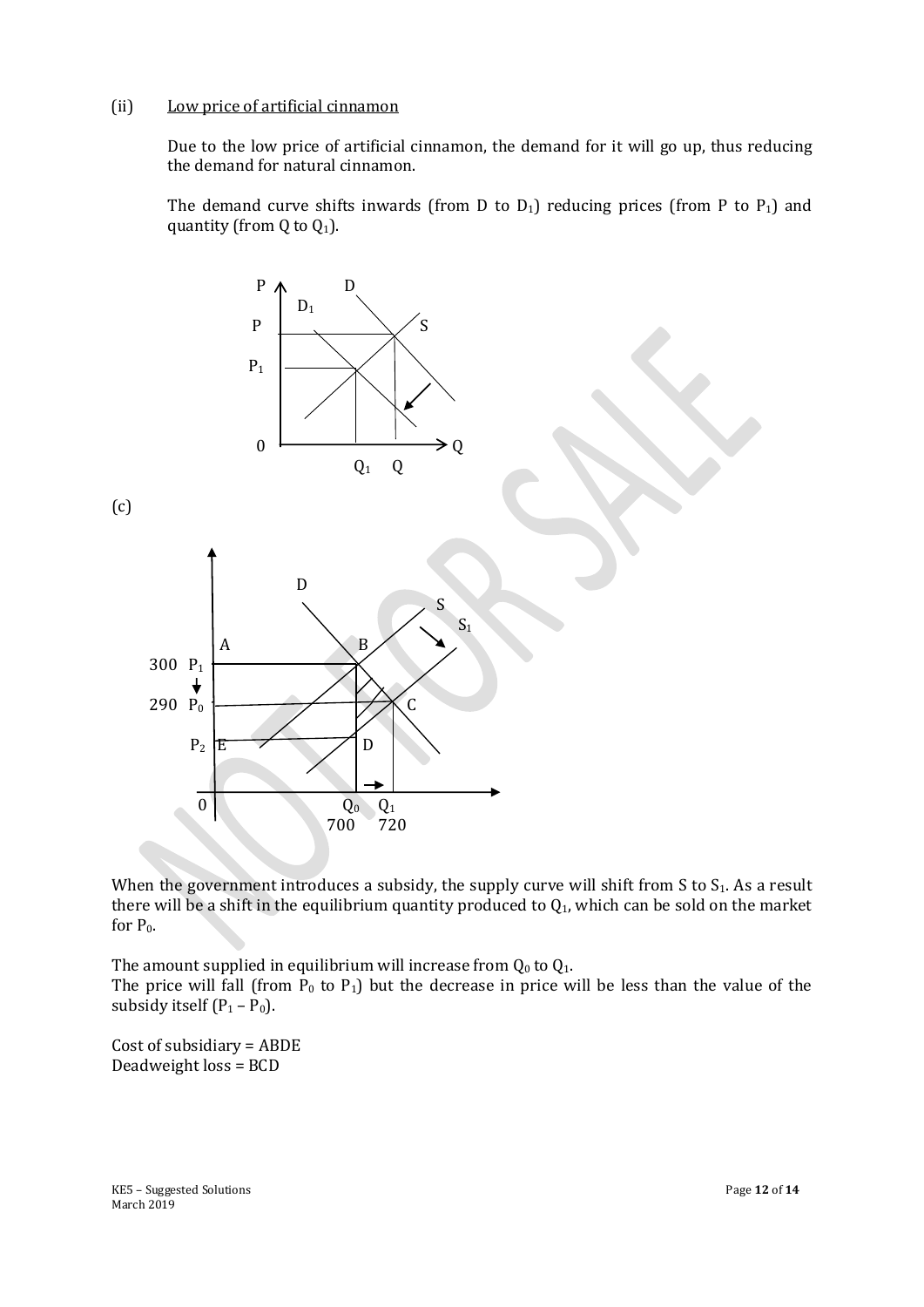(ii) <u>Low price of artificial cinnamon</u>

Due to the low price of artificial cinnamon, the demand for it will go up, thus reducing the demand for natural cinnamon.

The demand curve shifts inwards (from D to $D_1$) reducing prices (from P to $P_1$) and quantity (from Q to $Q_1$).

(c)

When the government introduces a subsidy, the supply curve will shift from S to $S_1$. As a result there will be a shift in the equilibrium quantity produced to $Q_1$, which can be sold on the market for $P_0$.

The amount supplied in equilibrium will increase from $Q_0$ to $Q_1$.
The price will fall (from $P_0$ to $P_1$) but the decrease in price will be less than the value of the subsidy itself ($P_1 – P_0$).

Cost of subsidiary = ABDE
Deadweight loss = BCD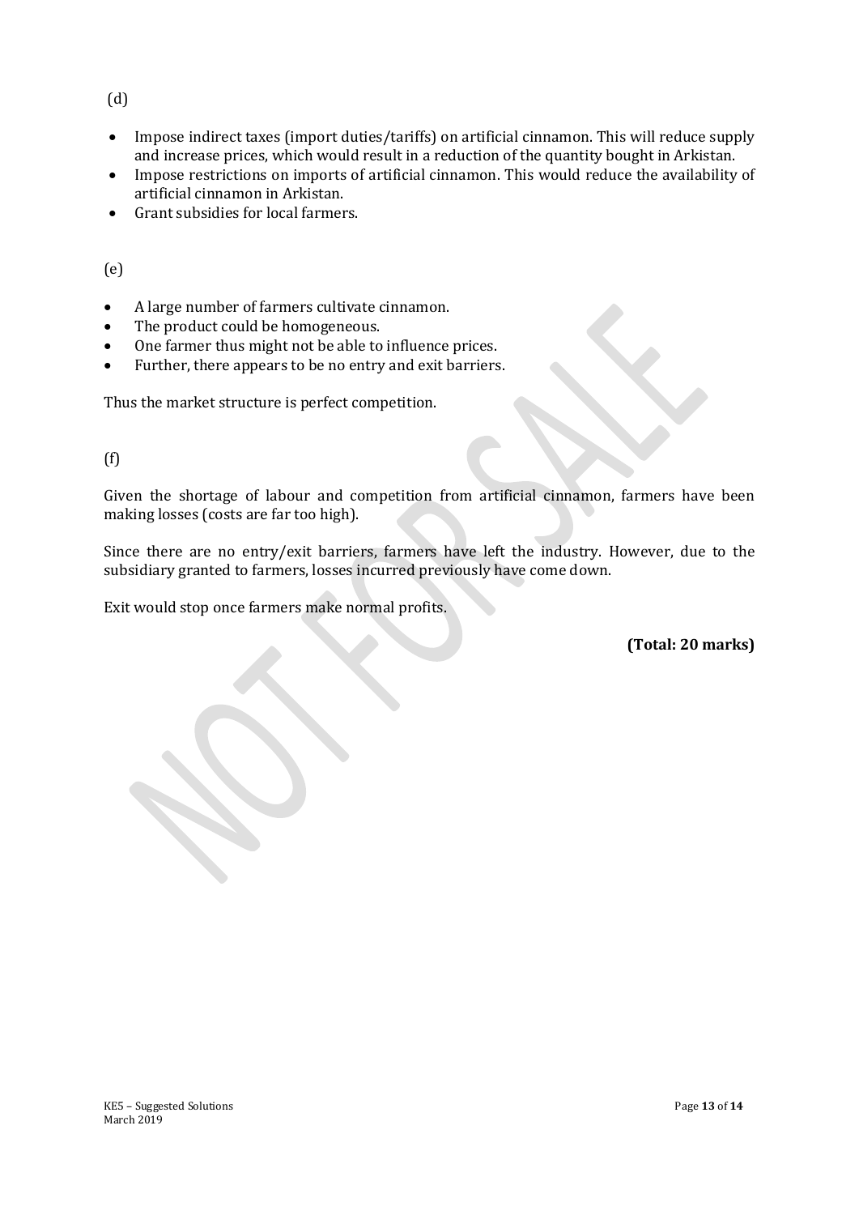(d)

- Impose indirect taxes (import duties/tariffs) on artificial cinnamon. This will reduce supply and increase prices, which would result in a reduction of the quantity bought in Arkistan.
- Impose restrictions on imports of artificial cinnamon. This would reduce the availability of artificial cinnamon in Arkistan.
- Grant subsidies for local farmers.

(e)

- A large number of farmers cultivate cinnamon.
- The product could be homogeneous.
- One farmer thus might not be able to influence prices.
- Further, there appears to be no entry and exit barriers.

Thus the market structure is perfect competition.

(f)

Given the shortage of labour and competition from artificial cinnamon, farmers have been making losses (costs are far too high).

Since there are no entry/exit barriers, farmers have left the industry. However, due to the subsidiary granted to farmers, losses incurred previously have come down.

Exit would stop once farmers make normal profits.

**(Total: 20 marks)**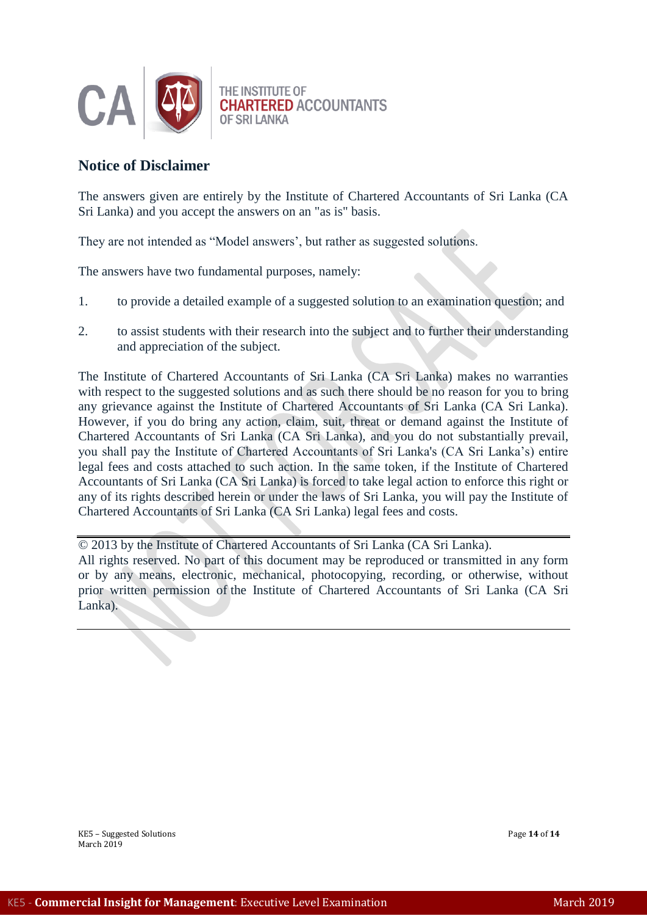THE INSTITUTE OF CHARTERED ACCOUNTANTS OF SRI LANKA

## Notice of Disclaimer

The answers given are entirely by the Institute of Chartered Accountants of Sri Lanka (CA Sri Lanka) and you accept the answers on an "as is" basis.

They are not intended as "Model answers', but rather as suggested solutions.

The answers have two fundamental purposes, namely:

1. to provide a detailed example of a suggested solution to an examination question; and
2. to assist students with their research into the subject and to further their understanding and appreciation of the subject.

The Institute of Chartered Accountants of Sri Lanka (CA Sri Lanka) makes no warranties with respect to the suggested solutions and as such there should be no reason for you to bring any grievance against the Institute of Chartered Accountants of Sri Lanka (CA Sri Lanka). However, if you do bring any action, claim, suit, threat or demand against the Institute of Chartered Accountants of Sri Lanka (CA Sri Lanka), and you do not substantially prevail, you shall pay the Institute of Chartered Accountants of Sri Lanka's (CA Sri Lanka's) entire legal fees and costs attached to such action. In the same token, if the Institute of Chartered Accountants of Sri Lanka (CA Sri Lanka) is forced to take legal action to enforce this right or any of its rights described herein or under the laws of Sri Lanka, you will pay the Institute of Chartered Accountants of Sri Lanka (CA Sri Lanka) legal fees and costs.

---

© 2013 by the Institute of Chartered Accountants of Sri Lanka (CA Sri Lanka).
All rights reserved. No part of this document may be reproduced or transmitted in any form or by any means, electronic, mechanical, photocopying, recording, or otherwise, without prior written permission of the Institute of Chartered Accountants of Sri Lanka (CA Sri Lanka).

---